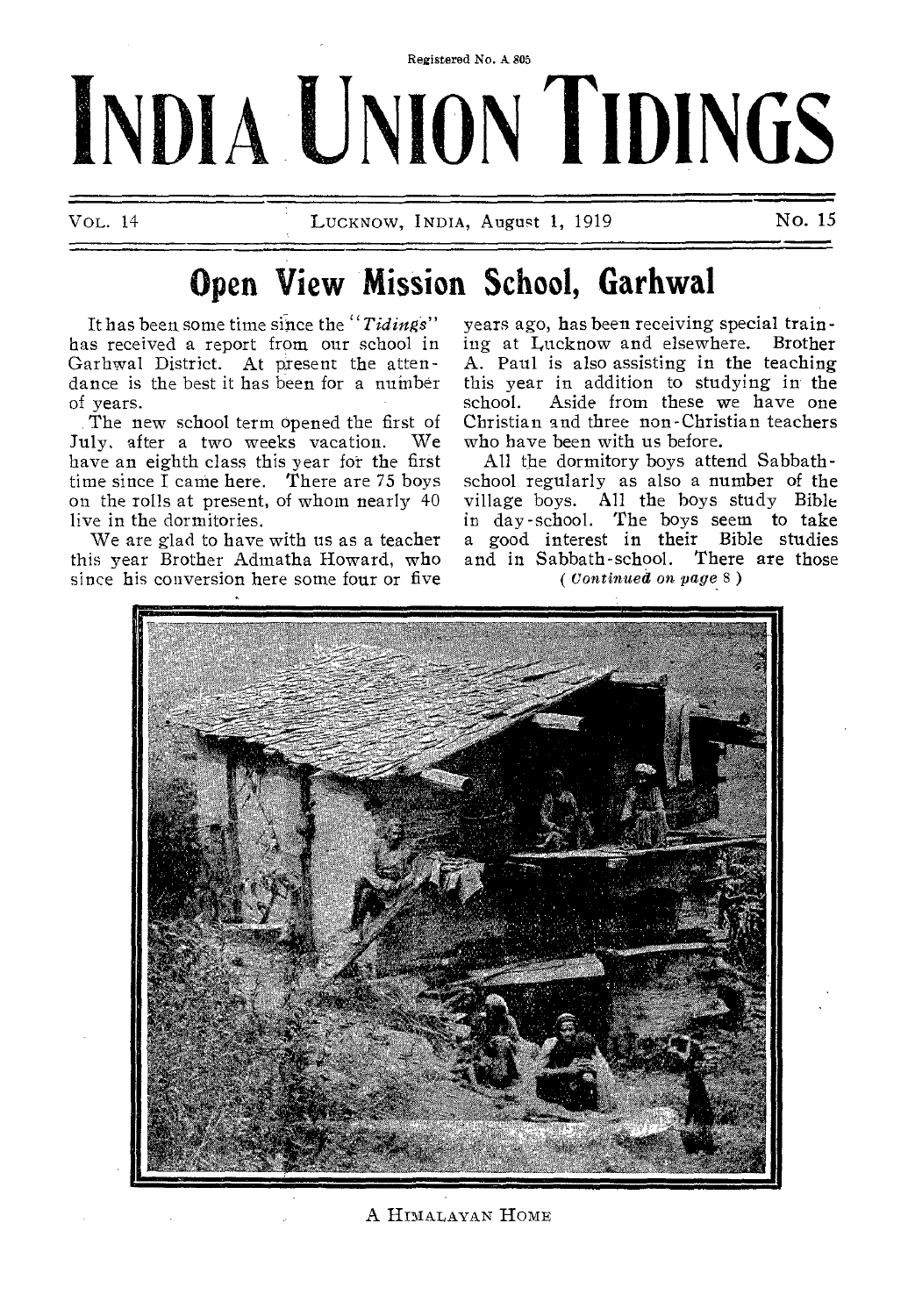Registered No. A 805

# INDIA UNION TIDINGS

VOL. 14 LUCKNOW, INDIA, August 1, 1919 No. 15

## Open View Mission School, Garhwal

It has been some time since the "*Tidings*" has received a report from our school in Garhwal District. At present the attendance is the best it has been for a number of years.

The new school term opened the first of July, after a two weeks vacation. We have an eighth class this year for the first time since I came here. There are 75 boys on the rolls at present, of whom nearly 40 live in the dormitories.

We are glad to have with us as a teacher this year Brother Admatha Howard, who since his conversion here some four or five years ago, has been receiving special training at Lucknow and elsewhere. Brother A. Paul is also assisting in the teaching this year in addition to studying in the school. Aside from these we have one Christian and three non-Christian teachers who have been with us before.

All the dormitory boys attend Sabbath-school regularly as also a number of the village boys. All the boys study Bible in day-school. The boys seem to take a good interest in their Bible studies and in Sabbath-school. There are those

*(Continued on page 8)*

A HIMALAYAN HOME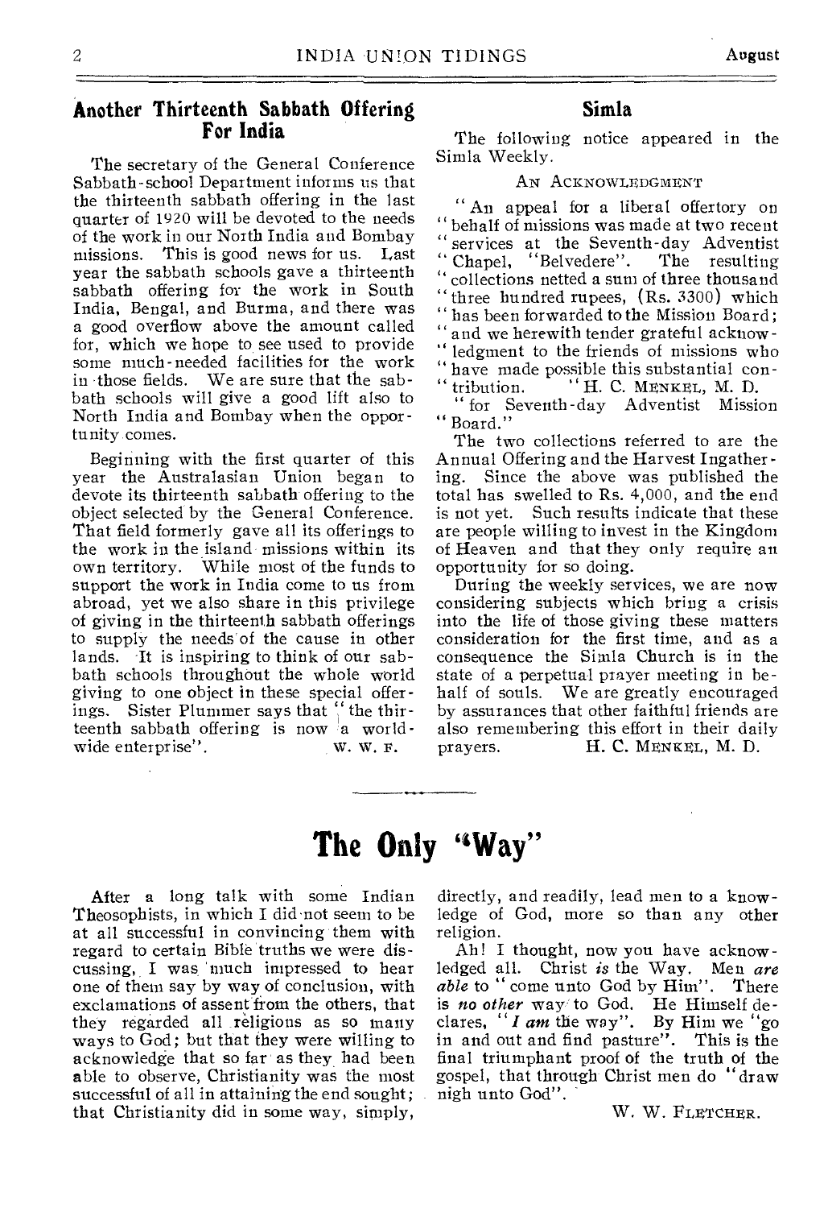## Another Thirteenth Sabbath Offering For India

The secretary of the General Conference Sabbath-school Department informs us that the thirteenth sabbath offering in the last quarter of 1920 will be devoted to the needs of the work in our North India and Bombay missions. This is good news for us. Last year the sabbath schools gave a thirteenth sabbath offering for the work in South India, Bengal, and Burma, and there was a good overflow above the amount called for, which we hope to see used to provide some much-needed facilities for the work in those fields. We are sure that the sabbath schools will give a good lift also to North India and Bombay when the opportunity comes.

Beginning with the first quarter of this year the Australasian Union began to devote its thirteenth sabbath offering to the object selected by the General Conference. That field formerly gave all its offerings to the work in the island missions within its own territory. While most of the funds to support the work in India come to us from abroad, yet we also share in this privilege of giving in the thirteenth sabbath offerings to supply the needs of the cause in other lands. It is inspiring to think of our sabbath schools throughout the whole world giving to one object in these special offerings. Sister Plummer says that "the thirteenth sabbath offering is now a world-wide enterprise". W. W. F.

## Simla

The following notice appeared in the Simla Weekly.

AN ACKNOWLEDGMENT

"An appeal for a liberal offertory on "behalf of missions was made at two recent "services at the Seventh-day Adventist "Chapel, "Belvedere". The resulting "collections netted a sum of three thousand "three hundred rupees, (Rs. 3300) which "has been forwarded to the Mission Board; "and we herewith tender grateful acknow-"ledgment to the friends of missions who "have made possible this substantial con-"tribution. "H. C. MENKEL, M. D.
"for Seventh-day Adventist Mission "Board."

The two collections referred to are the Annual Offering and the Harvest Ingathering. Since the above was published the total has swelled to Rs. 4,000, and the end is not yet. Such results indicate that these are people willing to invest in the Kingdom of Heaven and that they only require an opportunity for so doing.

During the weekly services, we are now considering subjects which bring a crisis into the life of those giving these matters consideration for the first time, and as a consequence the Simla Church is in the state of a perpetual prayer meeting in behalf of souls. We are greatly encouraged by assurances that other faithful friends are also remembering this effort in their daily prayers. H. C. MENKEL, M. D.

# The Only "Way"

After a long talk with some Indian Theosophists, in which I did not seem to be at all successful in convincing them with regard to certain Bible truths we were discussing, I was much impressed to hear one of them say by way of conclusion, with exclamations of assent from the others, that they regarded all religions as so many ways to God; but that they were willing to acknowledge that so far as they had been able to observe, Christianity was the most successful of all in attaining the end sought; that Christianity did in some way, simply, directly, and readily, lead men to a knowledge of God, more so than any other religion.

Ah! I thought, now you have acknowledged all. Christ *is* the Way. Men *are able* to "come unto God by Him". There is *no other* way to God. He Himself declares, "*I am* the way". By Him we "go in and out and find pasture". This is the final triumphant proof of the truth of the gospel, that through Christ men do "draw nigh unto God".

W. W. FLETCHER.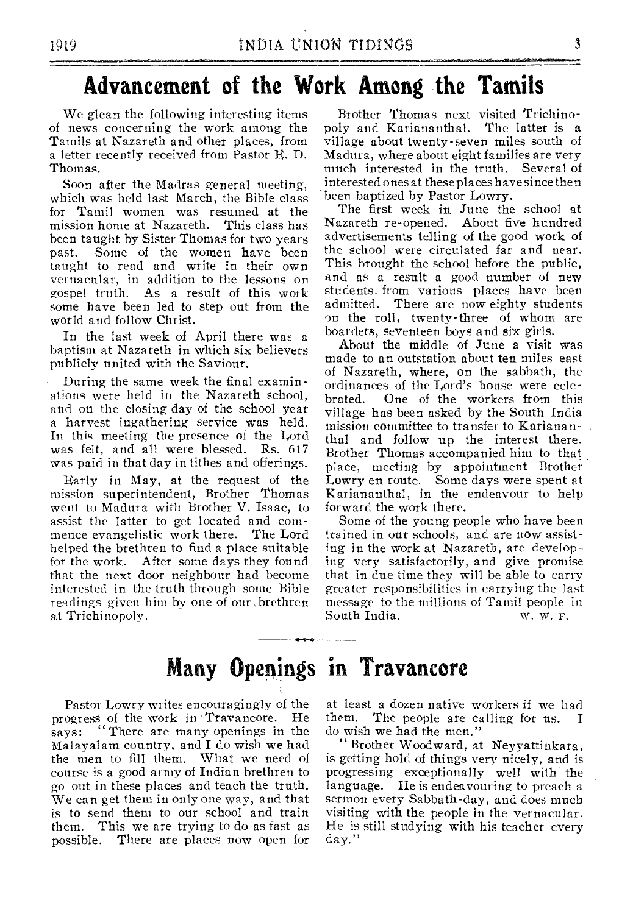# Advancement of the Work Among the Tamils

We glean the following interesting items of news concerning the work among the Tamils at Nazareth and other places, from a letter recently received from Pastor E. D. Thomas.

Soon after the Madras general meeting, which was held last March, the Bible class for Tamil women was resumed at the mission home at Nazareth. This class has been taught by Sister Thomas for two years past. Some of the women have been taught to read and write in their own vernacular, in addition to the lessons on gospel truth. As a result of this work some have been led to step out from the world and follow Christ.

In the last week of April there was a baptism at Nazareth in which six believers publicly united with the Saviour.

During the same week the final examinations were held in the Nazareth school, and on the closing day of the school year a harvest ingathering service was held. In this meeting the presence of the Lord was felt, and all were blessed. Rs. 617 was paid in that day in tithes and offerings.

Early in May, at the request of the mission superintendent, Brother Thomas went to Madura with Brother V. Isaac, to assist the latter to get located and commence evangelistic work there. The Lord helped the brethren to find a place suitable for the work. After some days they found that the next door neighbour had become interested in the truth through some Bible readings given him by one of our brethren at Trichinopoly.

Brother Thomas next visited Trichinopoly and Kariananthal. The latter is a village about twenty-seven miles south of Madura, where about eight families are very much interested in the truth. Several of interested ones at these places have since then been baptized by Pastor Lowry.

The first week in June the school at Nazareth re-opened. About five hundred advertisements telling of the good work of the school were circulated far and near. This brought the school before the public, and as a result a good number of new students from various places have been admitted. There are now eighty students on the roll, twenty-three of whom are boarders, seventeen boys and six girls.

About the middle of June a visit was made to an outstation about ten miles east of Nazareth, where, on the sabbath, the ordinances of the Lord's house were celebrated. One of the workers from this village has been asked by the South India mission committee to transfer to Kariananthal and follow up the interest there. Brother Thomas accompanied him to that place, meeting by appointment Brother Lowry en route. Some days were spent at Kariananthal, in the endeavour to help forward the work there.

Some of the young people who have been trained in our schools, and are now assisting in the work at Nazareth, are developing very satisfactorily, and give promise that in due time they will be able to carry greater responsibilities in carrying the last message to the millions of Tamil people in South India.

W. W. F.

# Many Openings in Travancore

Pastor Lowry writes encouragingly of the progress of the work in Travancore. He says: "There are many openings in the Malayalam country, and I do wish we had the men to fill them. What we need of course is a good army of Indian brethren to go out in these places and teach the truth. We can get them in only one way, and that is to send them to our school and train them. This we are trying to do as fast as possible. There are places now open for at least a dozen native workers if we had them. The people are calling for us. I do wish we had the men."

"Brother Woodward, at Neyyattinkara, is getting hold of things very nicely, and is progressing exceptionally well with the language. He is endeavouring to preach a sermon every Sabbath-day, and does much visiting with the people in the vernacular. He is still studying with his teacher every day."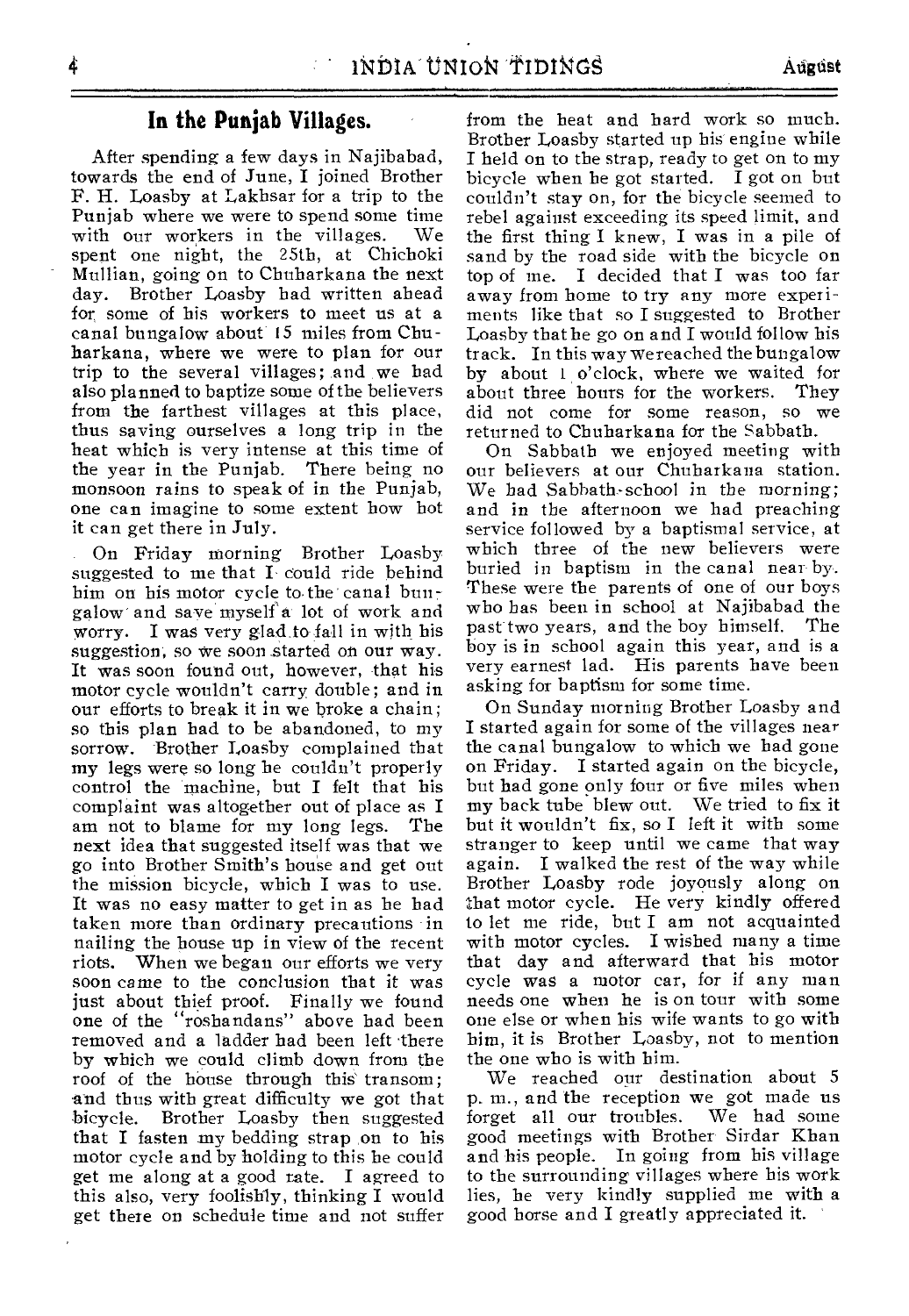## In the Punjab Villages.

After spending a few days in Najibabad, towards the end of June, I joined Brother F. H. Loasby at Lakhsar for a trip to the Punjab where we were to spend some time with our workers in the villages. We spent one night, the 25th, at Chichoki Mullian, going on to Chuharkana the next day. Brother Loasby had written ahead for some of his workers to meet us at a canal bungalow about 15 miles from Chuharkana, where we were to plan for our trip to the several villages; and we had also planned to baptize some of the believers from the farthest villages at this place, thus saving ourselves a long trip in the heat which is very intense at this time of the year in the Punjab. There being no monsoon rains to speak of in the Punjab, one can imagine to some extent how hot it can get there in July.

On Friday morning Brother Loasby suggested to me that I could ride behind him on his motor cycle to the canal bungalow and save myself a lot of work and worry. I was very glad to fall in with his suggestion, so we soon started on our way. It was soon found out, however, that his motor cycle wouldn't carry double; and in our efforts to break it in we broke a chain; so this plan had to be abandoned, to my sorrow. Brother Loasby complained that my legs were so long he couldn't properly control the machine, but I felt that his complaint was altogether out of place as I am not to blame for my long legs. The next idea that suggested itself was that we go into Brother Smith's house and get out the mission bicycle, which I was to use. It was no easy matter to get in as he had taken more than ordinary precautions in nailing the house up in view of the recent riots. When we began our efforts we very soon came to the conclusion that it was just about thief proof. Finally we found one of the "roshandans" above had been removed and a ladder had been left there by which we could climb down from the roof of the house through this transom; and thus with great difficulty we got that bicycle. Brother Loasby then suggested that I fasten my bedding strap on to his motor cycle and by holding to this he could get me along at a good rate. I agreed to this also, very foolishly, thinking I would get there on schedule time and not suffer from the heat and hard work so much. Brother Loasby started up his engine while I held on to the strap, ready to get on to my bicycle when he got started. I got on but couldn't stay on, for the bicycle seemed to rebel against exceeding its speed limit, and the first thing I knew, I was in a pile of sand by the road side with the bicycle on top of me. I decided that I was too far away from home to try any more experiments like that so I suggested to Brother Loasby that he go on and I would follow his track. In this way we reached the bungalow by about 1 o'clock, where we waited for about three hours for the workers. They did not come for some reason, so we returned to Chuharkana for the Sabbath.

On Sabbath we enjoyed meeting with our believers at our Chuharkana station. We had Sabbath-school in the morning; and in the afternoon we had preaching service followed by a baptismal service, at which three of the new believers were buried in baptism in the canal near by. These were the parents of one of our boys who has been in school at Najibabad the past two years, and the boy himself. The boy is in school again this year, and is a very earnest lad. His parents have been asking for baptism for some time.

On Sunday morning Brother Loasby and I started again for some of the villages near the canal bungalow to which we had gone on Friday. I started again on the bicycle, but had gone only four or five miles when my back tube blew out. We tried to fix it but it wouldn't fix, so I left it with some stranger to keep until we came that way again. I walked the rest of the way while Brother Loasby rode joyously along on that motor cycle. He very kindly offered to let me ride, but I am not acquainted with motor cycles. I wished many a time that day and afterward that his motor cycle was a motor car, for if any man needs one when he is on tour with some one else or when his wife wants to go with him, it is Brother Loasby, not to mention the one who is with him.

We reached our destination about 5 p. m., and the reception we got made us forget all our troubles. We had some good meetings with Brother Sirdar Khan and his people. In going from his village to the surrounding villages where his work lies, he very kindly supplied me with a good horse and I greatly appreciated it.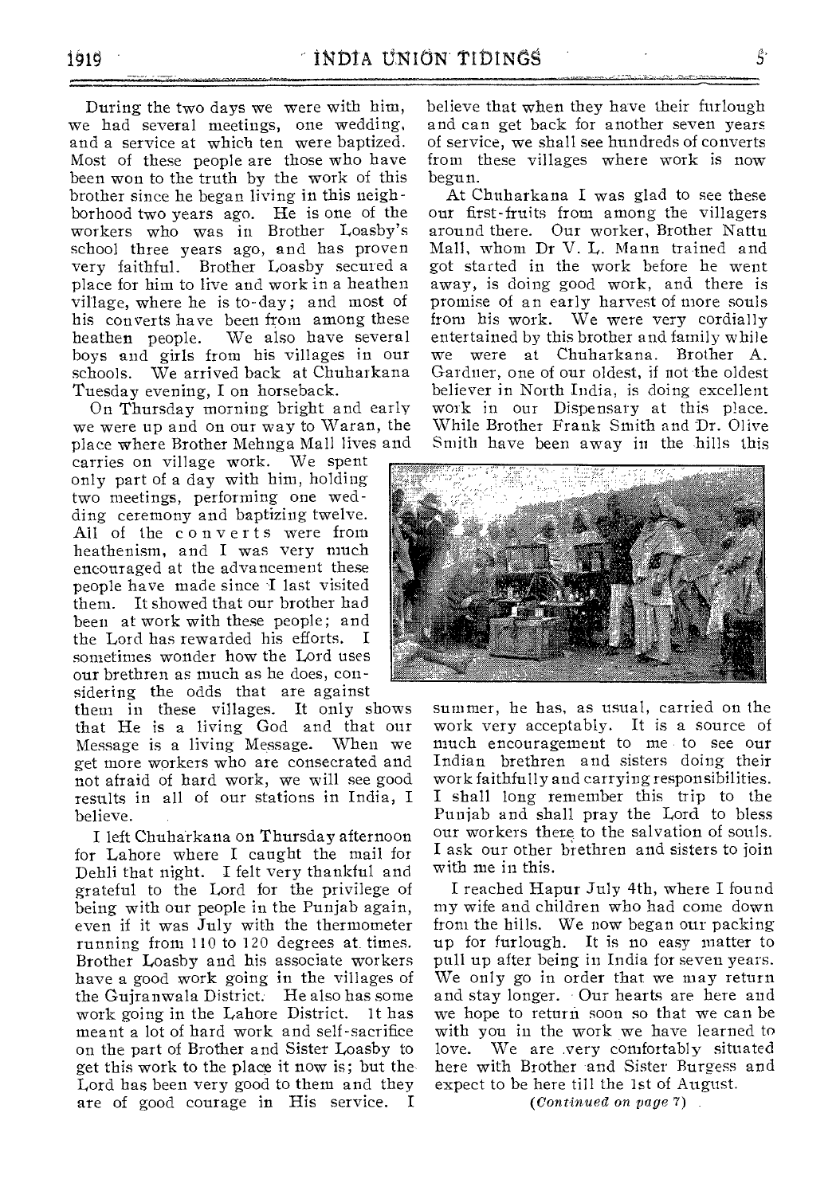During the two days we were with him, we had several meetings, one wedding, and a service at which ten were baptized. Most of these people are those who have been won to the truth by the work of this brother since he began living in this neighborhood two years ago. He is one of the workers who was in Brother Loasby's school three years ago, and has proven very faithful. Brother Loasby secured a place for him to live and work in a heathen village, where he is to-day; and most of his converts have been from among these heathen people. We also have several boys and girls from his villages in our schools. We arrived back at Chuharkana Tuesday evening, I on horseback.

On Thursday morning bright and early we were up and on our way to Waran, the place where Brother Mehnga Mall lives and carries on village work. We spent only part of a day with him, holding two meetings, performing one wedding ceremony and baptizing twelve. All of the converts were from heathenism, and I was very much encouraged at the advancement these people have made since I last visited them. It showed that our brother had been at work with these people; and the Lord has rewarded his efforts. I sometimes wonder how the Lord uses our brethren as much as he does, considering the odds that are against them in these villages. It only shows that He is a living God and that our Message is a living Message. When we get more workers who are consecrated and not afraid of hard work, we will see good results in all of our stations in India, I believe.

I left Chuharkana on Thursday afternoon for Lahore where I caught the mail for Dehli that night. I felt very thankful and grateful to the Lord for the privilege of being with our people in the Punjab again, even if it was July with the thermometer running from 110 to 120 degrees at times. Brother Loasby and his associate workers have a good work going in the villages of the Gujranwala District. He also has some work going in the Lahore District. It has meant a lot of hard work and self-sacrifice on the part of Brother and Sister Loasby to get this work to the place it now is; but the Lord has been very good to them and they are of good courage in His service. I believe that when they have their furlough and can get back for another seven years of service, we shall see hundreds of converts from these villages where work is now begun.

At Chuharkana I was glad to see these our first-fruits from among the villagers around there. Our worker, Brother Nattu Mall, whom Dr V. L. Mann trained and got started in the work before he went away, is doing good work, and there is promise of an early harvest of more souls from his work. We were very cordially entertained by this brother and family while we were at Chuharkana. Brother A. Gardner, one of our oldest, if not the oldest believer in North India, is doing excellent work in our Dispensary at this place. While Brother Frank Smith and Dr. Olive Smith have been away in the hills this summer, he has, as usual, carried on the work very acceptably. It is a source of much encouragement to me to see our Indian brethren and sisters doing their work faithfully and carrying responsibilities. I shall long remember this trip to the Punjab and shall pray the Lord to bless our workers there to the salvation of souls. I ask our other brethren and sisters to join with me in this.

I reached Hapur July 4th, where I found my wife and children who had come down from the hills. We now began our packing up for furlough. It is no easy matter to pull up after being in India for seven years. We only go in order that we may return and stay longer. Our hearts are here and we hope to return soon so that we can be with you in the work we have learned to love. We are very comfortably situated here with Brother and Sister Burgess and expect to be here till the 1st of August.

*(Continued on page 7)*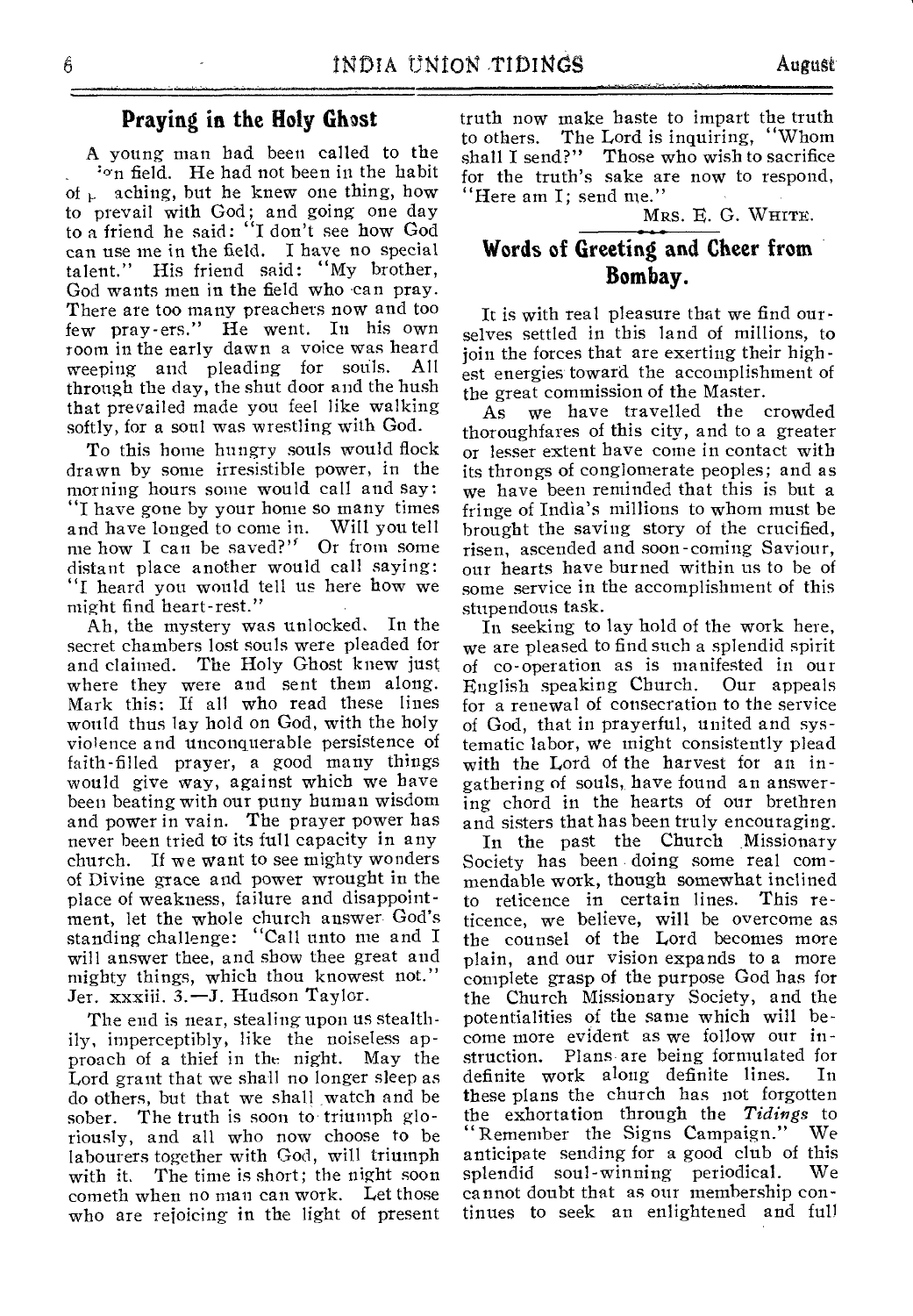## Praying in the Holy Ghost

A young man had been called to the ion field. He had not been in the habit of preaching, but he knew one thing, how to prevail with God; and going one day to a friend he said: "I don't see how God can use me in the field. I have no special talent." His friend said: "My brother, God wants men in the field who can pray. There are too many preachers now and too few pray-ers." He went. In his own room in the early dawn a voice was heard weeping and pleading for souls. All through the day, the shut door and the hush that prevailed made you feel like walking softly, for a soul was wrestling with God.

To this home hungry souls would flock drawn by some irresistible power, in the morning hours some would call and say: "I have gone by your home so many times and have longed to come in. Will you tell me how I can be saved?" Or from some distant place another would call saying: "I heard you would tell us here how we might find heart-rest."

Ah, the mystery was unlocked. In the secret chambers lost souls were pleaded for and claimed. The Holy Ghost knew just where they were and sent them along. Mark this: If all who read these lines would thus lay hold on God, with the holy violence and unconquerable persistence of faith-filled prayer, a good many things would give way, against which we have been beating with our puny human wisdom and power in vain. The prayer power has never been tried to its full capacity in any church. If we want to see mighty wonders of Divine grace and power wrought in the place of weakness, failure and disappointment, let the whole church answer God's standing challenge: "Call unto me and I will answer thee, and show thee great and mighty things, which thou knowest not." Jer. xxxiii. 3.—J. Hudson Taylor.

The end is near, stealing upon us stealthily, imperceptibly, like the noiseless approach of a thief in the night. May the Lord grant that we shall no longer sleep as do others, but that we shall watch and be sober. The truth is soon to triumph gloriously, and all who now choose to be labourers together with God, will triumph with it. The time is short; the night soon cometh when no man can work. Let those who are rejoicing in the light of present truth now make haste to impart the truth to others. The Lord is inquiring, "Whom shall I send?" Those who wish to sacrifice for the truth's sake are now to respond, "Here am I; send me."

MRS. E. G. WHITE.

## Words of Greeting and Cheer from Bombay.

It is with real pleasure that we find ourselves settled in this land of millions, to join the forces that are exerting their highest energies toward the accomplishment of the great commission of the Master.

As we have travelled the crowded thoroughfares of this city, and to a greater or lesser extent have come in contact with its throngs of conglomerate peoples; and as we have been reminded that this is but a fringe of India's millions to whom must be brought the saving story of the crucified, risen, ascended and soon-coming Saviour, our hearts have burned within us to be of some service in the accomplishment of this stupendous task.

In seeking to lay hold of the work here, we are pleased to find such a splendid spirit of co-operation as is manifested in our English speaking Church. Our appeals for a renewal of consecration to the service of God, that in prayerful, united and systematic labor, we might consistently plead with the Lord of the harvest for an ingathering of souls, have found an answering chord in the hearts of our brethren and sisters that has been truly encouraging.

In the past the Church Missionary Society has been doing some real commendable work, though somewhat inclined to reticence in certain lines. This reticence, we believe, will be overcome as the counsel of the Lord becomes more plain, and our vision expands to a more complete grasp of the purpose God has for the Church Missionary Society, and the potentialities of the same which will become more evident as we follow our instruction. Plans are being formulated for definite work along definite lines. In these plans the church has not forgotten the exhortation through the *Tidings* to "Remember the Signs Campaign." We anticipate sending for a good club of this splendid soul-winning periodical. We cannot doubt that as our membership continues to seek an enlightened and full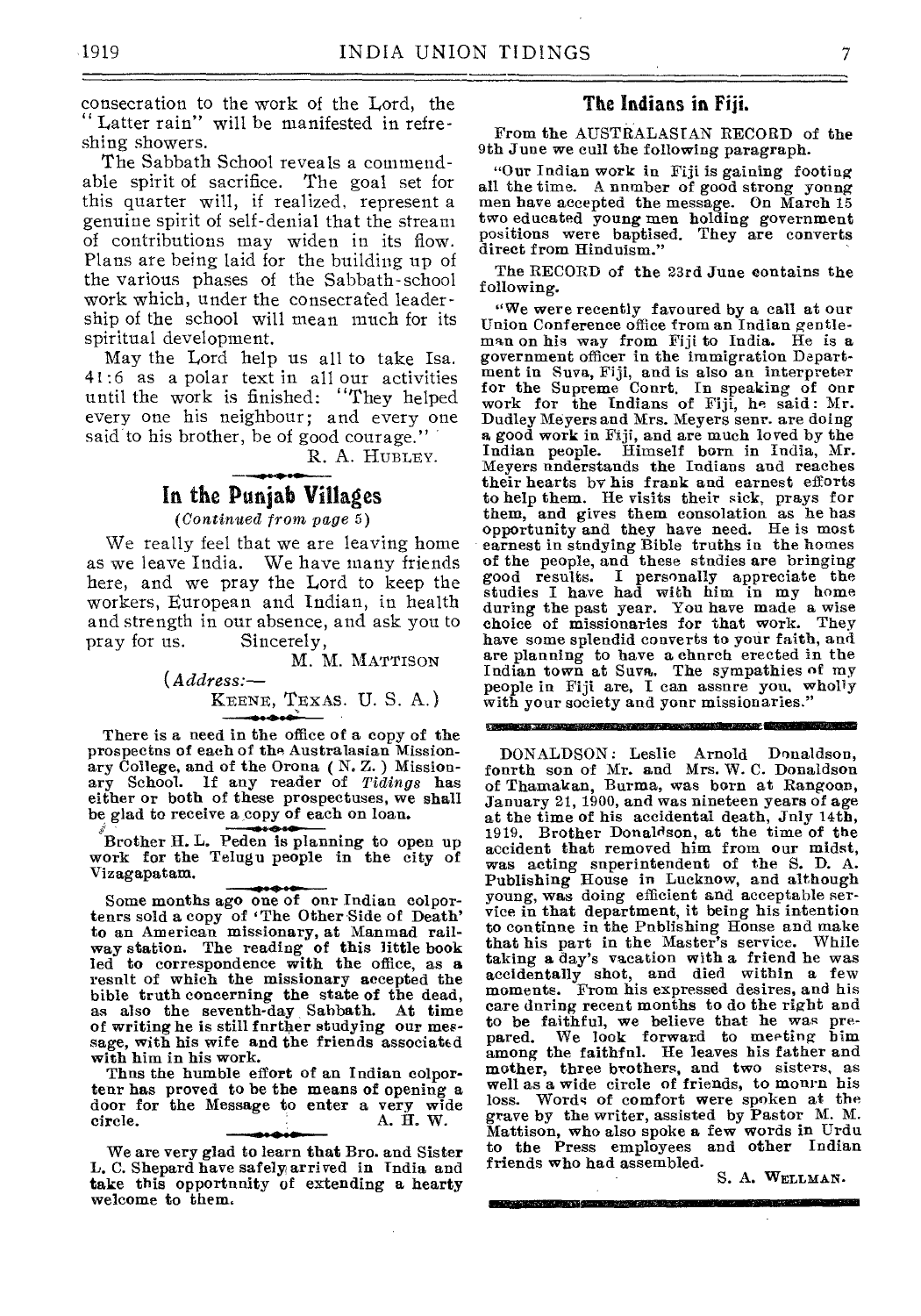consecration to the work of the Lord, the "Latter rain" will be manifested in refreshing showers.

The Sabbath School reveals a commendable spirit of sacrifice. The goal set for this quarter will, if realized, represent a genuine spirit of self-denial that the stream of contributions may widen in its flow. Plans are being laid for the building up of the various phases of the Sabbath-school work which, under the consecrated leadership of the school will mean much for its spiritual development.

May the Lord help us all to take Isa. 41:6 as a polar text in all our activities until the work is finished: "They helped every one his neighbour; and every one said to his brother, be of good courage."

R. A. HUBLEY.

## In the Punjab Villages

*(Continued from page 5)*

We really feel that we are leaving home as we leave India. We have many friends here, and we pray the Lord to keep the workers, European and Indian, in health and strength in our absence, and ask you to pray for us. Sincerely,

M. M. MATTISON

*(Address:—*

KEENE, TEXAS. U. S. A.)

There is a need in the office of a copy of the prospectus of each of the Australasian Missionary College, and of the Orona (N. Z.) Missionary School. If any reader of *Tidings* has either or both of these prospectuses, we shall be glad to receive a copy of each on loan.

Brother H. L. Peden is planning to open up work for the Telugu people in the city of Vizagapatam.

Some months ago one of our Indian colporteurs sold a copy of 'The Other Side of Death' to an American missionary, at Manmad railway station. The reading of this little book led to correspondence with the office, as a result of which the missionary accepted the bible truth concerning the state of the dead, as also the seventh-day Sabbath. At time of writing he is still further studying our message, with his wife and the friends associated with him in his work.

Thus the humble effort of an Indian colporteur has proved to be the means of opening a door for the Message to enter a very wide circle. A. H. W.

We are very glad to learn that Bro. and Sister L. C. Shepard have safely arrived in India and take this opportunity of extending a hearty welcome to them.

## The Indians in Fiji.

From the AUSTRALASIAN RECORD of the 9th June we cull the following paragraph.

"Our Indian work in Fiji is gaining footing all the time. A number of good strong young men have accepted the message. On March 15 two educated young men holding government positions were baptised. They are converts direct from Hinduism."

The RECORD of the 23rd June contains the following.

"We were recently favoured by a call at our Union Conference office from an Indian gentleman on his way from Fiji to India. He is a government officer in the immigration Department in Suva, Fiji, and is also an interpreter for the Supreme Court. In speaking of our work for the Indians of Fiji, he said: Mr. Dudley Meyers and Mrs. Meyers senr. are doing a good work in Fiji, and are much loved by the Indian people. Himself born in India, Mr. Meyers understands the Indians and reaches their hearts by his frank and earnest efforts to help them. He visits their sick, prays for them, and gives them consolation as he has opportunity and they have need. He is most earnest in studying Bible truths in the homes of the people, and these studies are bringing good results. I personally appreciate the studies I have had with him in my home during the past year. You have made a wise choice of missionaries for that work. They have some splendid converts to your faith, and are planning to have a church erected in the Indian town at Suva. The sympathies of my people in Fiji are, I can assure you, wholly with your society and your missionaries."

DONALDSON: Leslie Arnold Donaldson, fourth son of Mr. and Mrs. W. C. Donaldson of Thamakan, Burma, was born at Rangoon, January 21, 1900, and was nineteen years of age at the time of his accidental death, July 14th, 1919. Brother Donaldson, at the time of the accident that removed him from our midst, was acting superintendent of the S. D. A. Publishing House in Lucknow, and although young, was doing efficient and acceptable service in that department, it being his intention to continue in the Publishing House and make that his part in the Master's service. While taking a day's vacation with a friend he was accidentally shot, and died within a few moments. From his expressed desires, and his care during recent months to do the right and to be faithful, we believe that he was prepared. We look forward to meeting him among the faithful. He leaves his father and mother, three brothers, and two sisters, as well as a wide circle of friends, to mourn his loss. Words of comfort were spoken at the grave by the writer, assisted by Pastor M. M. Mattison, who also spoke a few words in Urdu to the Press employees and other Indian friends who had assembled.

S. A. WELLMAN.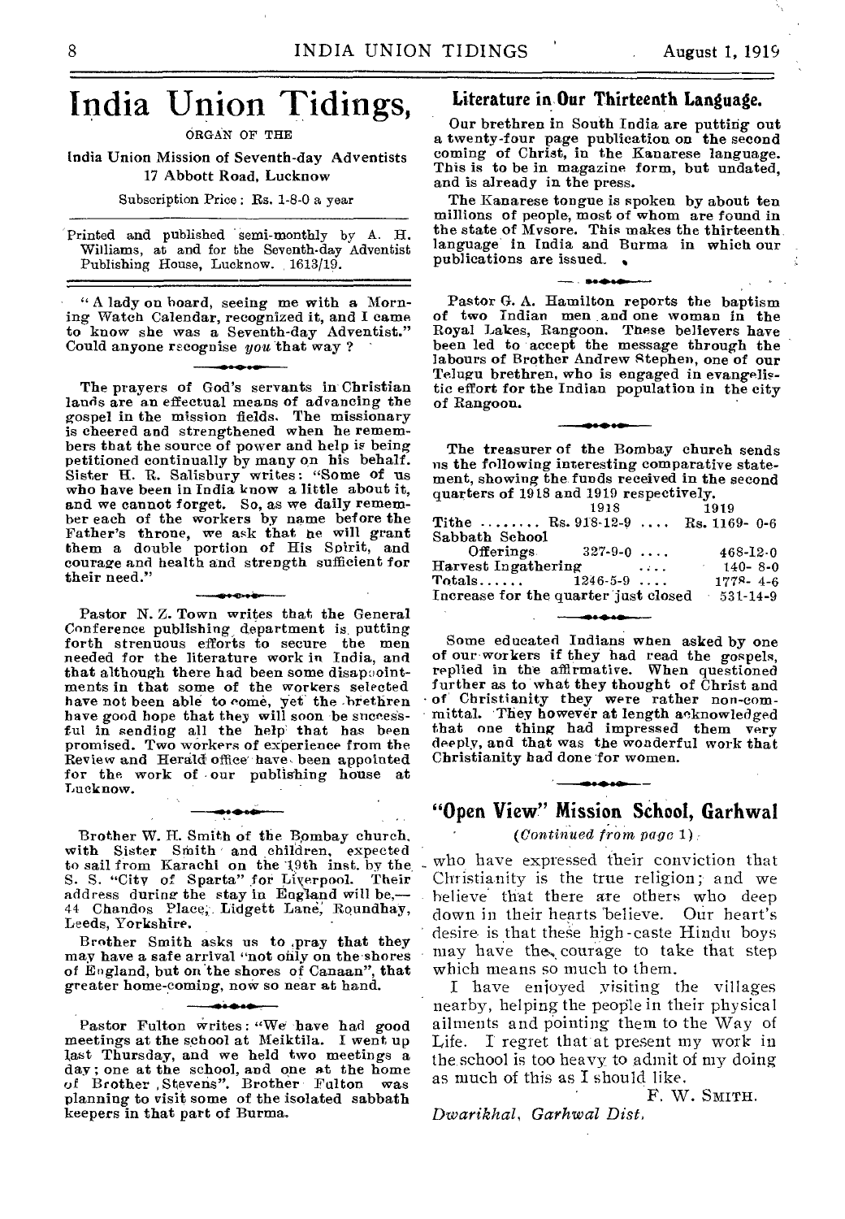# India Union Tidings,

ORGAN OF THE

India Union Mission of Seventh-day Adventists
17 Abbott Road, Lucknow

Subscription Price: Rs. 1-8-0 a year

Printed and published semi-monthly by A. H. Williams, at and for the Seventh-day Adventist Publishing House, Lucknow. 1613/19.

"A lady on board, seeing me with a Morning Watch Calendar, recognized it, and I came to know she was a Seventh-day Adventist." Could anyone recognise *you* that way?

The prayers of God's servants in Christian lands are an effectual means of advancing the gospel in the mission fields. The missionary is cheered and strengthened when he remembers that the source of power and help is being petitioned continually by many on his behalf. Sister H. R. Salisbury writes: "Some of us who have been in India know a little about it, and we cannot forget. So, as we daily remember each of the workers by name before the Father's throne, we ask that he will grant them a double portion of His Spirit, and courage and health and strength sufficient for their need."

Pastor N. Z. Town writes that the General Conference publishing department is putting forth strenuous efforts to secure the men needed for the literature work in India, and that although there had been some disappointments in that some of the workers selected have not been able to come, yet the brethren have good hope that they will soon be successful in sending all the help that has been promised. Two workers of experience from the Review and Herald office have been appointed for the work of our publishing house at Lucknow.

Brother W. H. Smith of the Bombay church, with Sister Smith and children, expected to sail from Karachi on the 19th inst. by the S. S. "City of Sparta" for Liverpool. Their address during the stay in England will be,—44 Chandos Place, Lidgett Lane, Roundhay, Leeds, Yorkshire.

Brother Smith asks us to pray that they may have a safe arrival "not only on the shores of England, but on the shores of Canaan", that greater home-coming, now so near at hand.

Pastor Fulton writes: "We have had good meetings at the school at Meiktila. I went up last Thursday, and we held two meetings a day; one at the school, and one at the home of Brother Stevens". Brother Fulton was planning to visit some of the isolated sabbath keepers in that part of Burma.

## Literature in Our Thirteenth Language.

Our brethren in South India are putting out a twenty-four page publication on the second coming of Christ, in the Kanarese language. This is to be in magazine form, but undated, and is already in the press.

The Kanarese tongue is spoken by about ten millions of people, most of whom are found in the state of Mysore. This makes the thirteenth language in India and Burma in which our publications are issued.

Pastor G. A. Hamilton reports the baptism of two Indian men and one woman in the Royal Lakes, Rangoon. These believers have been led to accept the message through the labours of Brother Andrew Stephen, one of our Telugu brethren, who is engaged in evangelistic effort for the Indian population in the city of Rangoon.

The treasurer of the Bombay church sends us the following interesting comparative statement, showing the funds received in the second quarters of 1918 and 1919 respectively.

| | 1918 | 1919 |
|---|---|---|
| Tithe | Rs. 918-12-9 | Rs. 1169- 0-6 |
| Sabbath School Offerings | 327-9-0 | 468-12-0 |
| Harvest Ingathering | .... | 140- 8-0 |
| Totals | 1246-5-9 | 1778- 4-6 |
| Increase for the quarter just closed | | 531-14-9 |

Some educated Indians when asked by one of our workers if they had read the gospels, replied in the affirmative. When questioned further as to what they thought of Christ and of Christianity they were rather non-committal. They however at length acknowledged that one thing had impressed them very deeply, and that was the wonderful work that Christianity had done for women.

## "Open View" Mission School, Garhwal

*(Continued from page 1)*

who have expressed their conviction that Christianity is the true religion; and we believe that there are others who deep down in their hearts believe. Our heart's desire is that these high-caste Hindu boys may have the courage to take that step which means so much to them.

I have enjoyed visiting the villages nearby, helping the people in their physical ailments and pointing them to the Way of Life. I regret that at present my work in the school is too heavy to admit of my doing as much of this as I should like.

F. W. SMITH.

*Dwarikhal, Garhwal Dist.*